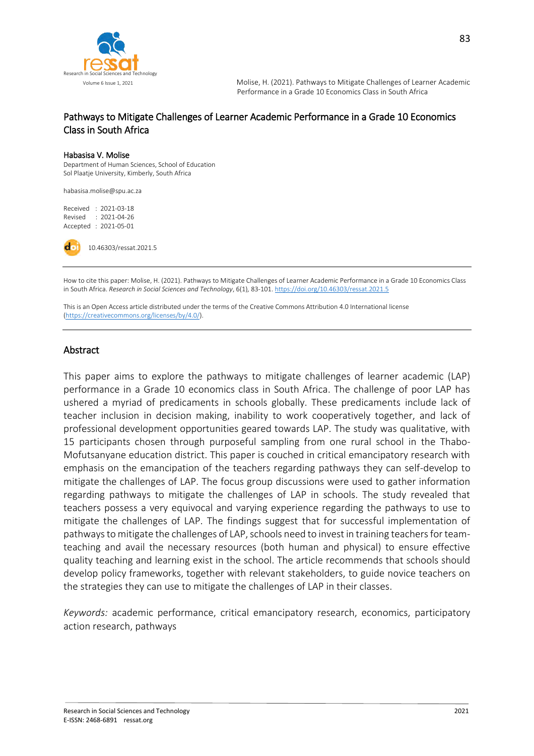# Pathways to Mitigate Challenges of Learner Academic Performance in a Grade 10 Economics Class in South Africa

**Habasisa V. Molise**

Department of Human Sciences, School of Education
Sol Plaatje University, Kimberly, South Africa

habasisa.molise@spu.ac.za

Received : 2021-03-18
Revised : 2021-04-26
Accepted : 2021-05-01

10.46303/ressat.2021.5

How to cite this paper: Molise, H. (2021). Pathways to Mitigate Challenges of Learner Academic Performance in a Grade 10 Economics Class in South Africa. *Research in Social Sciences and Technology*, 6(1), 83-101. https://doi.org/10.46303/ressat.2021.5

This is an Open Access article distributed under the terms of the Creative Commons Attribution 4.0 International license (https://creativecommons.org/licenses/by/4.0/).

## Abstract

This paper aims to explore the pathways to mitigate challenges of learner academic (LAP) performance in a Grade 10 economics class in South Africa. The challenge of poor LAP has ushered a myriad of predicaments in schools globally. These predicaments include lack of teacher inclusion in decision making, inability to work cooperatively together, and lack of professional development opportunities geared towards LAP. The study was qualitative, with 15 participants chosen through purposeful sampling from one rural school in the Thabo-Mofutsanyane education district. This paper is couched in critical emancipatory research with emphasis on the emancipation of the teachers regarding pathways they can self-develop to mitigate the challenges of LAP. The focus group discussions were used to gather information regarding pathways to mitigate the challenges of LAP in schools. The study revealed that teachers possess a very equivocal and varying experience regarding the pathways to use to mitigate the challenges of LAP. The findings suggest that for successful implementation of pathways to mitigate the challenges of LAP, schools need to invest in training teachers for team-teaching and avail the necessary resources (both human and physical) to ensure effective quality teaching and learning exist in the school. The article recommends that schools should develop policy frameworks, together with relevant stakeholders, to guide novice teachers on the strategies they can use to mitigate the challenges of LAP in their classes.

*Keywords:* academic performance, critical emancipatory research, economics, participatory action research, pathways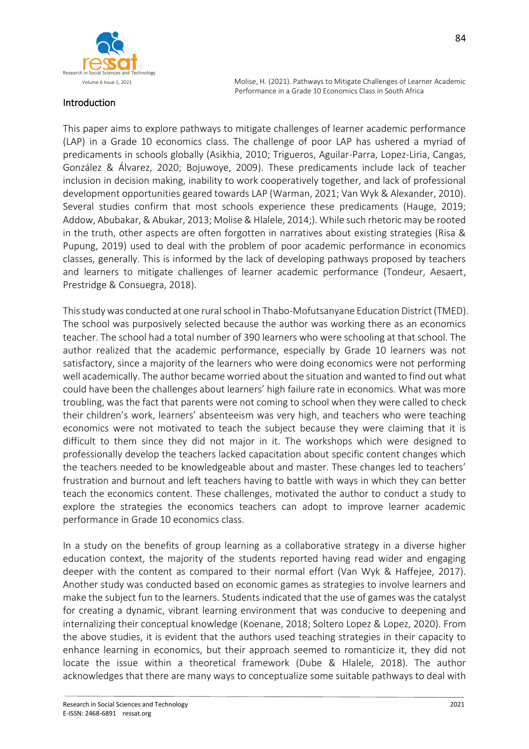## Introduction

This paper aims to explore pathways to mitigate challenges of learner academic performance (LAP) in a Grade 10 economics class. The challenge of poor LAP has ushered a myriad of predicaments in schools globally (Asikhia, 2010; Trigueros, Aguilar-Parra, Lopez-Liria, Cangas, González & Álvarez, 2020; Bojuwoye, 2009). These predicaments include lack of teacher inclusion in decision making, inability to work cooperatively together, and lack of professional development opportunities geared towards LAP (Warman, 2021; Van Wyk & Alexander, 2010). Several studies confirm that most schools experience these predicaments (Hauge, 2019; Addow, Abubakar, & Abukar, 2013; Molise & Hlalele, 2014;). While such rhetoric may be rooted in the truth, other aspects are often forgotten in narratives about existing strategies (Risa & Pupung, 2019) used to deal with the problem of poor academic performance in economics classes, generally. This is informed by the lack of developing pathways proposed by teachers and learners to mitigate challenges of learner academic performance (Tondeur, Aesaert, Prestridge & Consuegra, 2018).

This study was conducted at one rural school in Thabo-Mofutsanyane Education District (TMED). The school was purposively selected because the author was working there as an economics teacher. The school had a total number of 390 learners who were schooling at that school. The author realized that the academic performance, especially by Grade 10 learners was not satisfactory, since a majority of the learners who were doing economics were not performing well academically. The author became worried about the situation and wanted to find out what could have been the challenges about learners' high failure rate in economics. What was more troubling, was the fact that parents were not coming to school when they were called to check their children's work, learners' absenteeism was very high, and teachers who were teaching economics were not motivated to teach the subject because they were claiming that it is difficult to them since they did not major in it. The workshops which were designed to professionally develop the teachers lacked capacitation about specific content changes which the teachers needed to be knowledgeable about and master. These changes led to teachers' frustration and burnout and left teachers having to battle with ways in which they can better teach the economics content. These challenges, motivated the author to conduct a study to explore the strategies the economics teachers can adopt to improve learner academic performance in Grade 10 economics class.

In a study on the benefits of group learning as a collaborative strategy in a diverse higher education context, the majority of the students reported having read wider and engaging deeper with the content as compared to their normal effort (Van Wyk & Haffejee, 2017). Another study was conducted based on economic games as strategies to involve learners and make the subject fun to the learners. Students indicated that the use of games was the catalyst for creating a dynamic, vibrant learning environment that was conducive to deepening and internalizing their conceptual knowledge (Koenane, 2018; Soltero Lopez & Lopez, 2020). From the above studies, it is evident that the authors used teaching strategies in their capacity to enhance learning in economics, but their approach seemed to romanticize it, they did not locate the issue within a theoretical framework (Dube & Hlalele, 2018). The author acknowledges that there are many ways to conceptualize some suitable pathways to deal with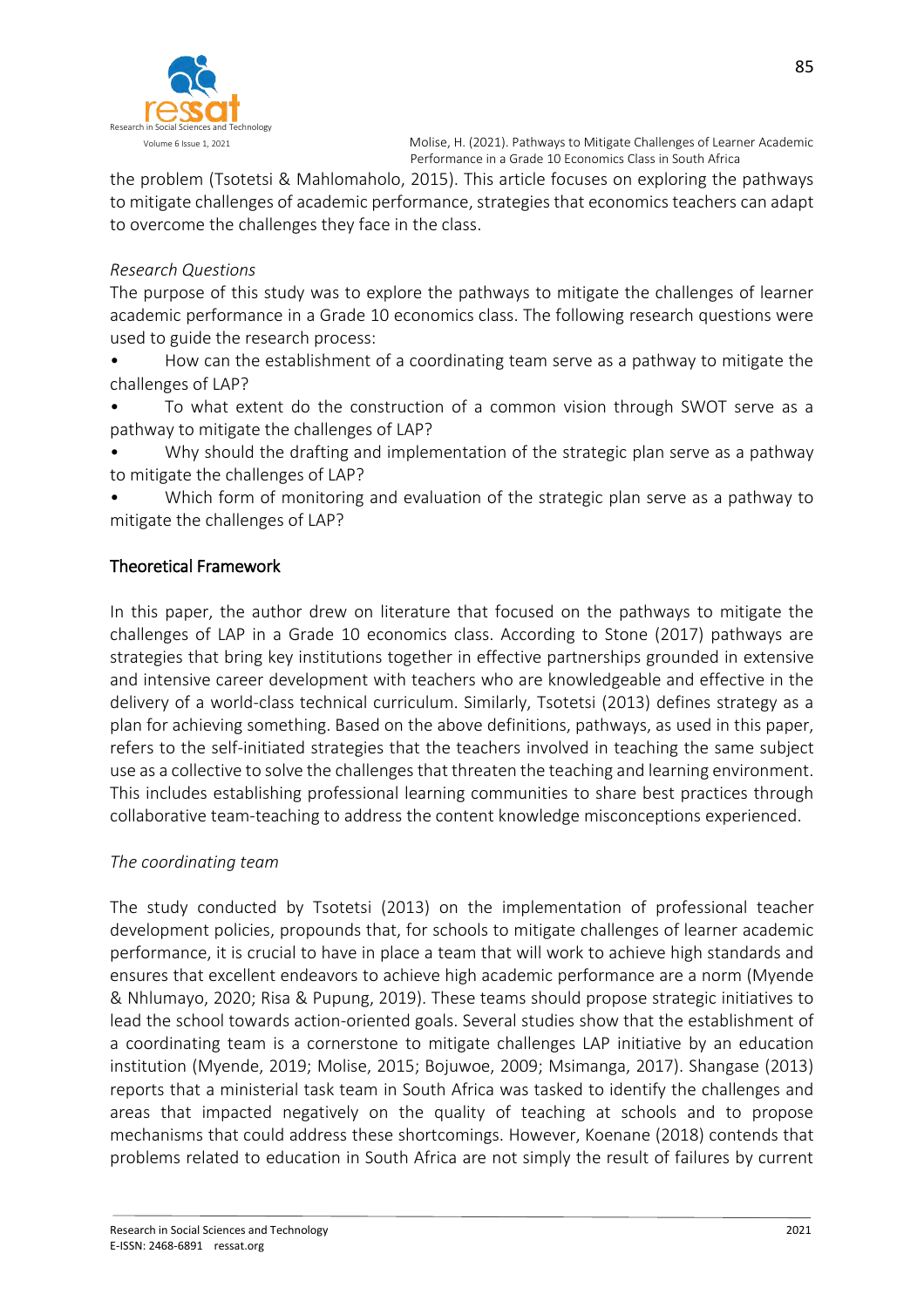the problem (Tsotetsi & Mahlomaholo, 2015). This article focuses on exploring the pathways to mitigate challenges of academic performance, strategies that economics teachers can adapt to overcome the challenges they face in the class.

*Research Questions*

The purpose of this study was to explore the pathways to mitigate the challenges of learner academic performance in a Grade 10 economics class. The following research questions were used to guide the research process:

- How can the establishment of a coordinating team serve as a pathway to mitigate the challenges of LAP?
- To what extent do the construction of a common vision through SWOT serve as a pathway to mitigate the challenges of LAP?
- Why should the drafting and implementation of the strategic plan serve as a pathway to mitigate the challenges of LAP?
- Which form of monitoring and evaluation of the strategic plan serve as a pathway to mitigate the challenges of LAP?

## Theoretical Framework

In this paper, the author drew on literature that focused on the pathways to mitigate the challenges of LAP in a Grade 10 economics class. According to Stone (2017) pathways are strategies that bring key institutions together in effective partnerships grounded in extensive and intensive career development with teachers who are knowledgeable and effective in the delivery of a world-class technical curriculum. Similarly, Tsotetsi (2013) defines strategy as a plan for achieving something. Based on the above definitions, pathways, as used in this paper, refers to the self-initiated strategies that the teachers involved in teaching the same subject use as a collective to solve the challenges that threaten the teaching and learning environment. This includes establishing professional learning communities to share best practices through collaborative team-teaching to address the content knowledge misconceptions experienced.

*The coordinating team*

The study conducted by Tsotetsi (2013) on the implementation of professional teacher development policies, propounds that, for schools to mitigate challenges of learner academic performance, it is crucial to have in place a team that will work to achieve high standards and ensures that excellent endeavors to achieve high academic performance are a norm (Myende & Nhlumayo, 2020; Risa & Pupung, 2019). These teams should propose strategic initiatives to lead the school towards action-oriented goals. Several studies show that the establishment of a coordinating team is a cornerstone to mitigate challenges LAP initiative by an education institution (Myende, 2019; Molise, 2015; Bojuwoe, 2009; Msimanga, 2017). Shangase (2013) reports that a ministerial task team in South Africa was tasked to identify the challenges and areas that impacted negatively on the quality of teaching at schools and to propose mechanisms that could address these shortcomings. However, Koenane (2018) contends that problems related to education in South Africa are not simply the result of failures by current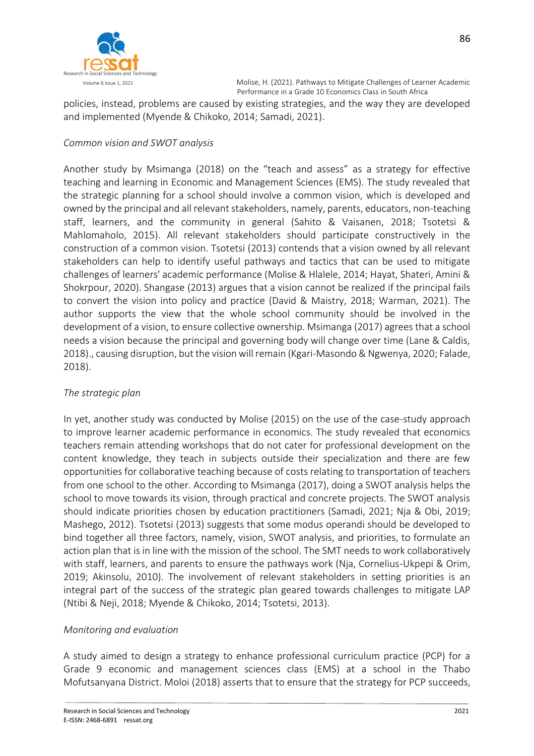policies, instead, problems are caused by existing strategies, and the way they are developed and implemented (Myende & Chikoko, 2014; Samadi, 2021).

*Common vision and SWOT analysis*

Another study by Msimanga (2018) on the "teach and assess" as a strategy for effective teaching and learning in Economic and Management Sciences (EMS). The study revealed that the strategic planning for a school should involve a common vision, which is developed and owned by the principal and all relevant stakeholders, namely, parents, educators, non-teaching staff, learners, and the community in general (Sahito & Vaisanen, 2018; Tsotetsi & Mahlomaholo, 2015). All relevant stakeholders should participate constructively in the construction of a common vision. Tsotetsi (2013) contends that a vision owned by all relevant stakeholders can help to identify useful pathways and tactics that can be used to mitigate challenges of learners' academic performance (Molise & Hlalele, 2014; Hayat, Shateri, Amini & Shokrpour, 2020). Shangase (2013) argues that a vision cannot be realized if the principal fails to convert the vision into policy and practice (David & Maistry, 2018; Warman, 2021). The author supports the view that the whole school community should be involved in the development of a vision, to ensure collective ownership. Msimanga (2017) agrees that a school needs a vision because the principal and governing body will change over time (Lane & Caldis, 2018)., causing disruption, but the vision will remain (Kgari-Masondo & Ngwenya, 2020; Falade, 2018).

*The strategic plan*

In yet, another study was conducted by Molise (2015) on the use of the case-study approach to improve learner academic performance in economics. The study revealed that economics teachers remain attending workshops that do not cater for professional development on the content knowledge, they teach in subjects outside their specialization and there are few opportunities for collaborative teaching because of costs relating to transportation of teachers from one school to the other. According to Msimanga (2017), doing a SWOT analysis helps the school to move towards its vision, through practical and concrete projects. The SWOT analysis should indicate priorities chosen by education practitioners (Samadi, 2021; Nja & Obi, 2019; Mashego, 2012). Tsotetsi (2013) suggests that some modus operandi should be developed to bind together all three factors, namely, vision, SWOT analysis, and priorities, to formulate an action plan that is in line with the mission of the school. The SMT needs to work collaboratively with staff, learners, and parents to ensure the pathways work (Nja, Cornelius-Ukpepi & Orim, 2019; Akinsolu, 2010). The involvement of relevant stakeholders in setting priorities is an integral part of the success of the strategic plan geared towards challenges to mitigate LAP (Ntibi & Neji, 2018; Myende & Chikoko, 2014; Tsotetsi, 2013).

*Monitoring and evaluation*

A study aimed to design a strategy to enhance professional curriculum practice (PCP) for a Grade 9 economic and management sciences class (EMS) at a school in the Thabo Mofutsanyana District. Moloi (2018) asserts that to ensure that the strategy for PCP succeeds,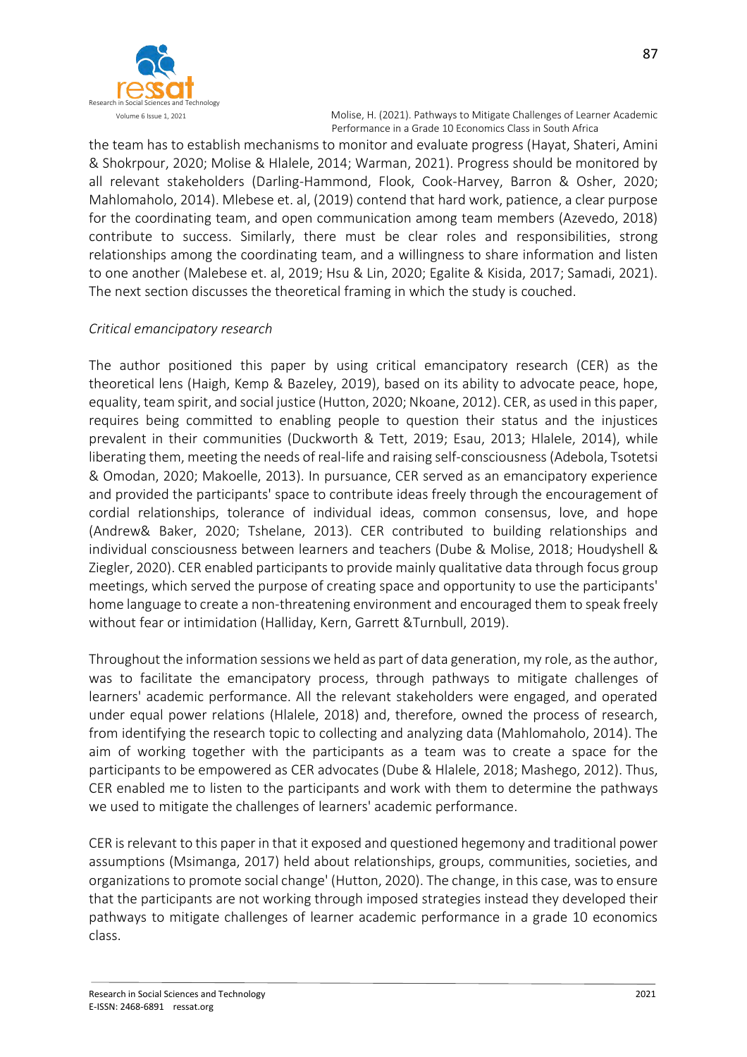the team has to establish mechanisms to monitor and evaluate progress (Hayat, Shateri, Amini & Shokrpour, 2020; Molise & Hlalele, 2014; Warman, 2021). Progress should be monitored by all relevant stakeholders (Darling-Hammond, Flook, Cook-Harvey, Barron & Osher, 2020; Mahlomaholo, 2014). Mlebese et. al, (2019) contend that hard work, patience, a clear purpose for the coordinating team, and open communication among team members (Azevedo, 2018) contribute to success. Similarly, there must be clear roles and responsibilities, strong relationships among the coordinating team, and a willingness to share information and listen to one another (Malebese et. al, 2019; Hsu & Lin, 2020; Egalite & Kisida, 2017; Samadi, 2021). The next section discusses the theoretical framing in which the study is couched.

*Critical emancipatory research*

The author positioned this paper by using critical emancipatory research (CER) as the theoretical lens (Haigh, Kemp & Bazeley, 2019), based on its ability to advocate peace, hope, equality, team spirit, and social justice (Hutton, 2020; Nkoane, 2012). CER, as used in this paper, requires being committed to enabling people to question their status and the injustices prevalent in their communities (Duckworth & Tett, 2019; Esau, 2013; Hlalele, 2014), while liberating them, meeting the needs of real-life and raising self-consciousness (Adebola, Tsotetsi & Omodan, 2020; Makoelle, 2013). In pursuance, CER served as an emancipatory experience and provided the participants' space to contribute ideas freely through the encouragement of cordial relationships, tolerance of individual ideas, common consensus, love, and hope (Andrew& Baker, 2020; Tshelane, 2013). CER contributed to building relationships and individual consciousness between learners and teachers (Dube & Molise, 2018; Houdyshell & Ziegler, 2020). CER enabled participants to provide mainly qualitative data through focus group meetings, which served the purpose of creating space and opportunity to use the participants' home language to create a non-threatening environment and encouraged them to speak freely without fear or intimidation (Halliday, Kern, Garrett &Turnbull, 2019).

Throughout the information sessions we held as part of data generation, my role, as the author, was to facilitate the emancipatory process, through pathways to mitigate challenges of learners' academic performance. All the relevant stakeholders were engaged, and operated under equal power relations (Hlalele, 2018) and, therefore, owned the process of research, from identifying the research topic to collecting and analyzing data (Mahlomaholo, 2014). The aim of working together with the participants as a team was to create a space for the participants to be empowered as CER advocates (Dube & Hlalele, 2018; Mashego, 2012). Thus, CER enabled me to listen to the participants and work with them to determine the pathways we used to mitigate the challenges of learners' academic performance.

CER is relevant to this paper in that it exposed and questioned hegemony and traditional power assumptions (Msimanga, 2017) held about relationships, groups, communities, societies, and organizations to promote social change' (Hutton, 2020). The change, in this case, was to ensure that the participants are not working through imposed strategies instead they developed their pathways to mitigate challenges of learner academic performance in a grade 10 economics class.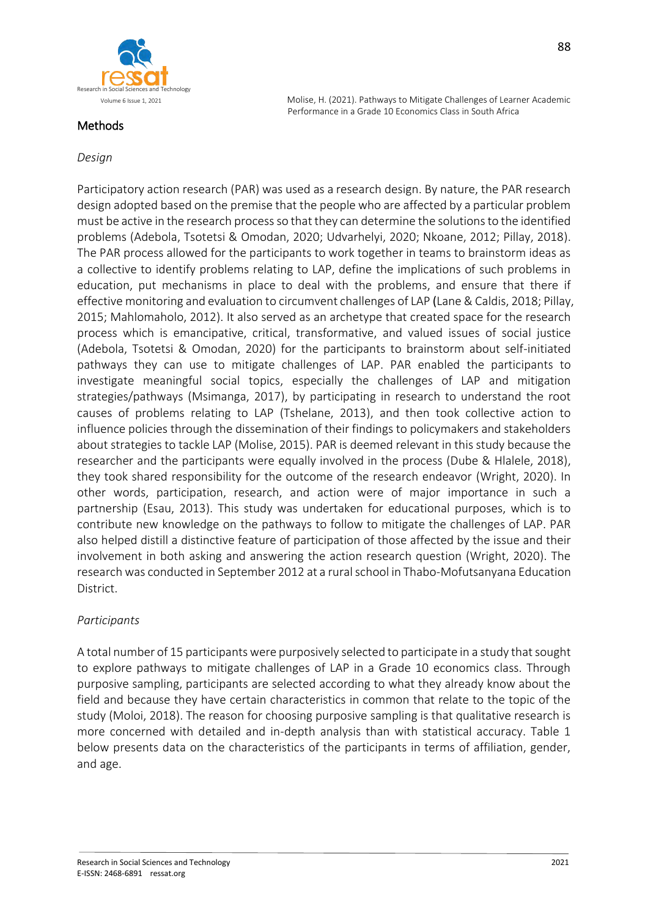## Methods

*Design*

Participatory action research (PAR) was used as a research design. By nature, the PAR research design adopted based on the premise that the people who are affected by a particular problem must be active in the research process so that they can determine the solutions to the identified problems (Adebola, Tsotetsi & Omodan, 2020; Udvarhelyi, 2020; Nkoane, 2012; Pillay, 2018). The PAR process allowed for the participants to work together in teams to brainstorm ideas as a collective to identify problems relating to LAP, define the implications of such problems in education, put mechanisms in place to deal with the problems, and ensure that there if effective monitoring and evaluation to circumvent challenges of LAP (Lane & Caldis, 2018; Pillay, 2015; Mahlomaholo, 2012). It also served as an archetype that created space for the research process which is emancipative, critical, transformative, and valued issues of social justice (Adebola, Tsotetsi & Omodan, 2020) for the participants to brainstorm about self-initiated pathways they can use to mitigate challenges of LAP. PAR enabled the participants to investigate meaningful social topics, especially the challenges of LAP and mitigation strategies/pathways (Msimanga, 2017), by participating in research to understand the root causes of problems relating to LAP (Tshelane, 2013), and then took collective action to influence policies through the dissemination of their findings to policymakers and stakeholders about strategies to tackle LAP (Molise, 2015). PAR is deemed relevant in this study because the researcher and the participants were equally involved in the process (Dube & Hlalele, 2018), they took shared responsibility for the outcome of the research endeavor (Wright, 2020). In other words, participation, research, and action were of major importance in such a partnership (Esau, 2013). This study was undertaken for educational purposes, which is to contribute new knowledge on the pathways to follow to mitigate the challenges of LAP. PAR also helped distill a distinctive feature of participation of those affected by the issue and their involvement in both asking and answering the action research question (Wright, 2020). The research was conducted in September 2012 at a rural school in Thabo-Mofutsanyana Education District.

*Participants*

A total number of 15 participants were purposively selected to participate in a study that sought to explore pathways to mitigate challenges of LAP in a Grade 10 economics class. Through purposive sampling, participants are selected according to what they already know about the field and because they have certain characteristics in common that relate to the topic of the study (Moloi, 2018). The reason for choosing purposive sampling is that qualitative research is more concerned with detailed and in-depth analysis than with statistical accuracy. Table 1 below presents data on the characteristics of the participants in terms of affiliation, gender, and age.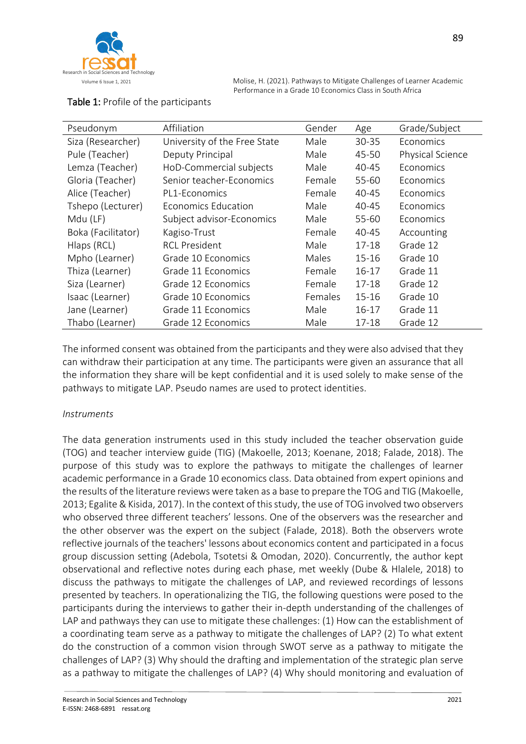**Table 1:** Profile of the participants

| Pseudonym | Affiliation | Gender | Age | Grade/Subject |
|---|---|---|---|---|
| Siza (Researcher) | University of the Free State | Male | 30-35 | Economics |
| Pule (Teacher) | Deputy Principal | Male | 45-50 | Physical Science |
| Lemza (Teacher) | HoD-Commercial subjects | Male | 40-45 | Economics |
| Gloria (Teacher) | Senior teacher-Economics | Female | 55-60 | Economics |
| Alice (Teacher) | PL1-Economics | Female | 40-45 | Economics |
| Tshepo (Lecturer) | Economics Education | Male | 40-45 | Economics |
| Mdu (LF) | Subject advisor-Economics | Male | 55-60 | Economics |
| Boka (Facilitator) | Kagiso-Trust | Female | 40-45 | Accounting |
| Hlaps (RCL) | RCL President | Male | 17-18 | Grade 12 |
| Mpho (Learner) | Grade 10 Economics | Males | 15-16 | Grade 10 |
| Thiza (Learner) | Grade 11 Economics | Female | 16-17 | Grade 11 |
| Siza (Learner) | Grade 12 Economics | Female | 17-18 | Grade 12 |
| Isaac (Learner) | Grade 10 Economics | Females | 15-16 | Grade 10 |
| Jane (Learner) | Grade 11 Economics | Male | 16-17 | Grade 11 |
| Thabo (Learner) | Grade 12 Economics | Male | 17-18 | Grade 12 |

The informed consent was obtained from the participants and they were also advised that they can withdraw their participation at any time. The participants were given an assurance that all the information they share will be kept confidential and it is used solely to make sense of the pathways to mitigate LAP. Pseudo names are used to protect identities.

*Instruments*

The data generation instruments used in this study included the teacher observation guide (TOG) and teacher interview guide (TIG) (Makoelle, 2013; Koenane, 2018; Falade, 2018). The purpose of this study was to explore the pathways to mitigate the challenges of learner academic performance in a Grade 10 economics class. Data obtained from expert opinions and the results of the literature reviews were taken as a base to prepare the TOG and TIG (Makoelle, 2013; Egalite & Kisida, 2017). In the context of this study, the use of TOG involved two observers who observed three different teachers' lessons. One of the observers was the researcher and the other observer was the expert on the subject (Falade, 2018). Both the observers wrote reflective journals of the teachers' lessons about economics content and participated in a focus group discussion setting (Adebola, Tsotetsi & Omodan, 2020). Concurrently, the author kept observational and reflective notes during each phase, met weekly (Dube & Hlalele, 2018) to discuss the pathways to mitigate the challenges of LAP, and reviewed recordings of lessons presented by teachers. In operationalizing the TIG, the following questions were posed to the participants during the interviews to gather their in-depth understanding of the challenges of LAP and pathways they can use to mitigate these challenges: (1) How can the establishment of a coordinating team serve as a pathway to mitigate the challenges of LAP? (2) To what extent do the construction of a common vision through SWOT serve as a pathway to mitigate the challenges of LAP? (3) Why should the drafting and implementation of the strategic plan serve as a pathway to mitigate the challenges of LAP? (4) Why should monitoring and evaluation of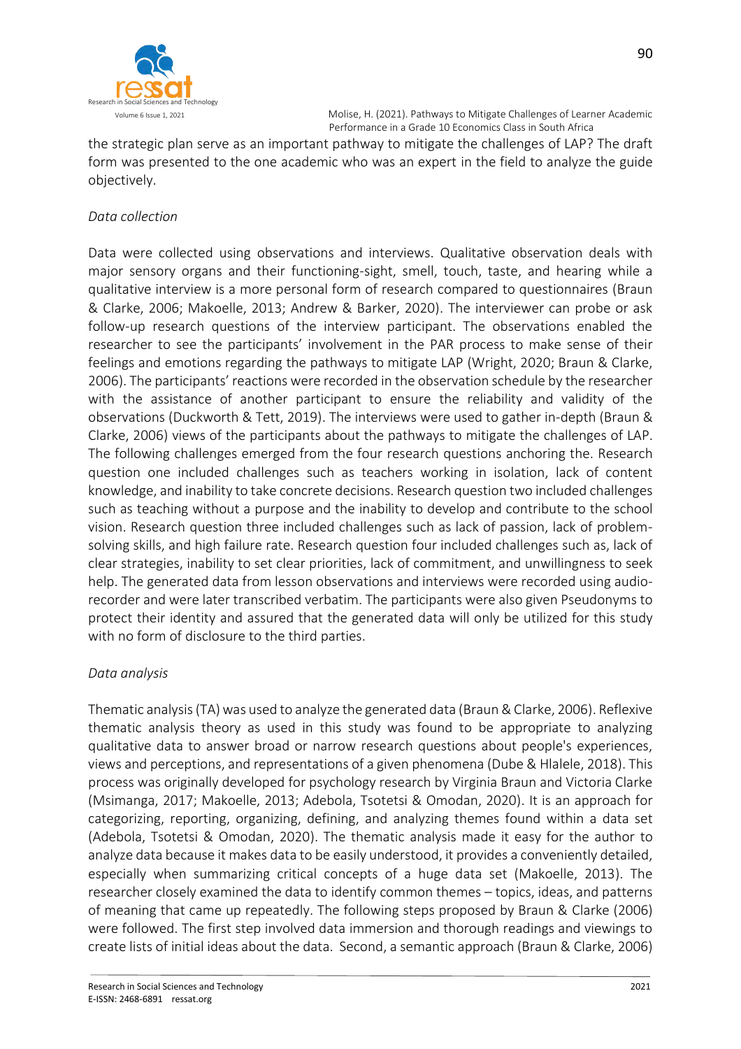the strategic plan serve as an important pathway to mitigate the challenges of LAP? The draft form was presented to the one academic who was an expert in the field to analyze the guide objectively.

*Data collection*

Data were collected using observations and interviews. Qualitative observation deals with major sensory organs and their functioning-sight, smell, touch, taste, and hearing while a qualitative interview is a more personal form of research compared to questionnaires (Braun & Clarke, 2006; Makoelle, 2013; Andrew & Barker, 2020). The interviewer can probe or ask follow-up research questions of the interview participant. The observations enabled the researcher to see the participants' involvement in the PAR process to make sense of their feelings and emotions regarding the pathways to mitigate LAP (Wright, 2020; Braun & Clarke, 2006). The participants' reactions were recorded in the observation schedule by the researcher with the assistance of another participant to ensure the reliability and validity of the observations (Duckworth & Tett, 2019). The interviews were used to gather in-depth (Braun & Clarke, 2006) views of the participants about the pathways to mitigate the challenges of LAP. The following challenges emerged from the four research questions anchoring the. Research question one included challenges such as teachers working in isolation, lack of content knowledge, and inability to take concrete decisions. Research question two included challenges such as teaching without a purpose and the inability to develop and contribute to the school vision. Research question three included challenges such as lack of passion, lack of problem-solving skills, and high failure rate. Research question four included challenges such as, lack of clear strategies, inability to set clear priorities, lack of commitment, and unwillingness to seek help. The generated data from lesson observations and interviews were recorded using audio-recorder and were later transcribed verbatim. The participants were also given Pseudonyms to protect their identity and assured that the generated data will only be utilized for this study with no form of disclosure to the third parties.

*Data analysis*

Thematic analysis (TA) was used to analyze the generated data (Braun & Clarke, 2006). Reflexive thematic analysis theory as used in this study was found to be appropriate to analyzing qualitative data to answer broad or narrow research questions about people's experiences, views and perceptions, and representations of a given phenomena (Dube & Hlalele, 2018). This process was originally developed for psychology research by Virginia Braun and Victoria Clarke (Msimanga, 2017; Makoelle, 2013; Adebola, Tsotetsi & Omodan, 2020). It is an approach for categorizing, reporting, organizing, defining, and analyzing themes found within a data set (Adebola, Tsotetsi & Omodan, 2020). The thematic analysis made it easy for the author to analyze data because it makes data to be easily understood, it provides a conveniently detailed, especially when summarizing critical concepts of a huge data set (Makoelle, 2013). The researcher closely examined the data to identify common themes – topics, ideas, and patterns of meaning that came up repeatedly. The following steps proposed by Braun & Clarke (2006) were followed. The first step involved data immersion and thorough readings and viewings to create lists of initial ideas about the data. Second, a semantic approach (Braun & Clarke, 2006)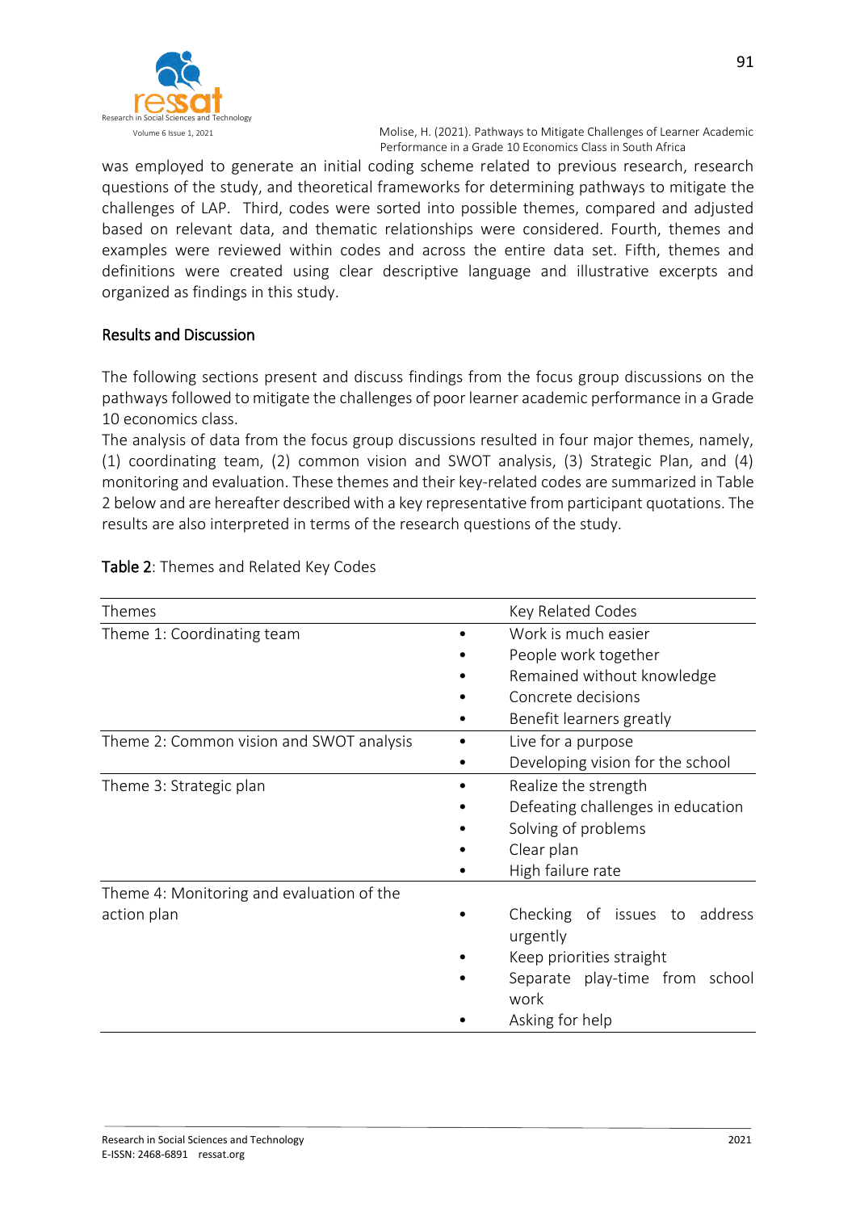was employed to generate an initial coding scheme related to previous research, research questions of the study, and theoretical frameworks for determining pathways to mitigate the challenges of LAP. Third, codes were sorted into possible themes, compared and adjusted based on relevant data, and thematic relationships were considered. Fourth, themes and examples were reviewed within codes and across the entire data set. Fifth, themes and definitions were created using clear descriptive language and illustrative excerpts and organized as findings in this study.

## Results and Discussion

The following sections present and discuss findings from the focus group discussions on the pathways followed to mitigate the challenges of poor learner academic performance in a Grade 10 economics class.

The analysis of data from the focus group discussions resulted in four major themes, namely, (1) coordinating team, (2) common vision and SWOT analysis, (3) Strategic Plan, and (4) monitoring and evaluation. These themes and their key-related codes are summarized in Table 2 below and are hereafter described with a key representative from participant quotations. The results are also interpreted in terms of the research questions of the study.

**Table 2**: Themes and Related Key Codes

| Themes | Key Related Codes |
|---|---|
| Theme 1: Coordinating team | • Work is much easier<br>• People work together<br>• Remained without knowledge<br>• Concrete decisions<br>• Benefit learners greatly |
| Theme 2: Common vision and SWOT analysis | • Live for a purpose<br>• Developing vision for the school |
| Theme 3: Strategic plan | • Realize the strength<br>• Defeating challenges in education<br>• Solving of problems<br>• Clear plan<br>• High failure rate |
| Theme 4: Monitoring and evaluation of the action plan | • Checking of issues to address urgently<br>• Keep priorities straight<br>• Separate play-time from school work<br>• Asking for help |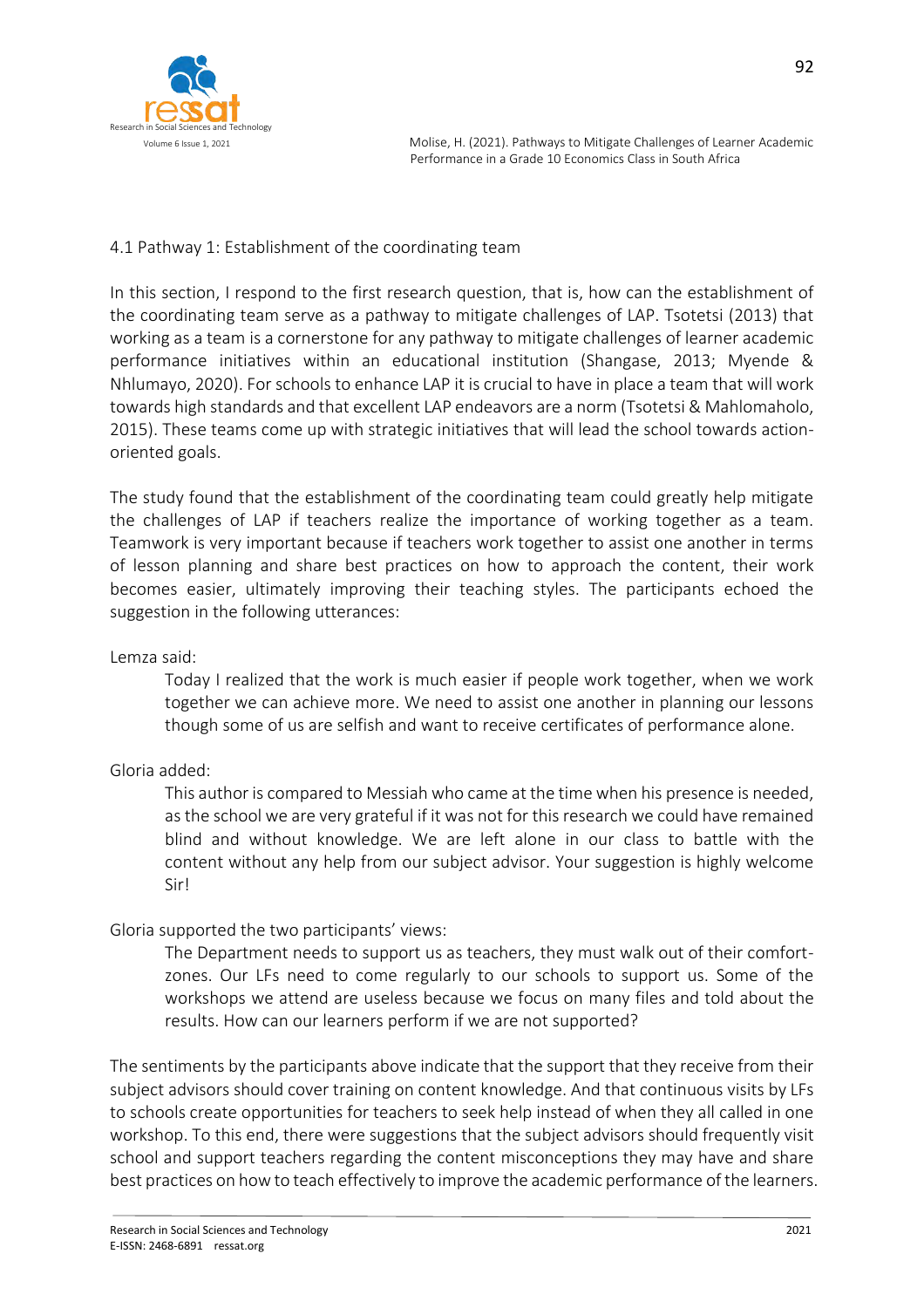### 4.1 Pathway 1: Establishment of the coordinating team

In this section, I respond to the first research question, that is, how can the establishment of the coordinating team serve as a pathway to mitigate challenges of LAP. Tsotetsi (2013) that working as a team is a cornerstone for any pathway to mitigate challenges of learner academic performance initiatives within an educational institution (Shangase, 2013; Myende & Nhlumayo, 2020). For schools to enhance LAP it is crucial to have in place a team that will work towards high standards and that excellent LAP endeavors are a norm (Tsotetsi & Mahlomaholo, 2015). These teams come up with strategic initiatives that will lead the school towards action-oriented goals.

The study found that the establishment of the coordinating team could greatly help mitigate the challenges of LAP if teachers realize the importance of working together as a team. Teamwork is very important because if teachers work together to assist one another in terms of lesson planning and share best practices on how to approach the content, their work becomes easier, ultimately improving their teaching styles. The participants echoed the suggestion in the following utterances:

Lemza said:

> Today I realized that the work is much easier if people work together, when we work together we can achieve more. We need to assist one another in planning our lessons though some of us are selfish and want to receive certificates of performance alone.

Gloria added:

> This author is compared to Messiah who came at the time when his presence is needed, as the school we are very grateful if it was not for this research we could have remained blind and without knowledge. We are left alone in our class to battle with the content without any help from our subject advisor. Your suggestion is highly welcome Sir!

Gloria supported the two participants' views:

> The Department needs to support us as teachers, they must walk out of their comfort-zones. Our LFs need to come regularly to our schools to support us. Some of the workshops we attend are useless because we focus on many files and told about the results. How can our learners perform if we are not supported?

The sentiments by the participants above indicate that the support that they receive from their subject advisors should cover training on content knowledge. And that continuous visits by LFs to schools create opportunities for teachers to seek help instead of when they all called in one workshop. To this end, there were suggestions that the subject advisors should frequently visit school and support teachers regarding the content misconceptions they may have and share best practices on how to teach effectively to improve the academic performance of the learners.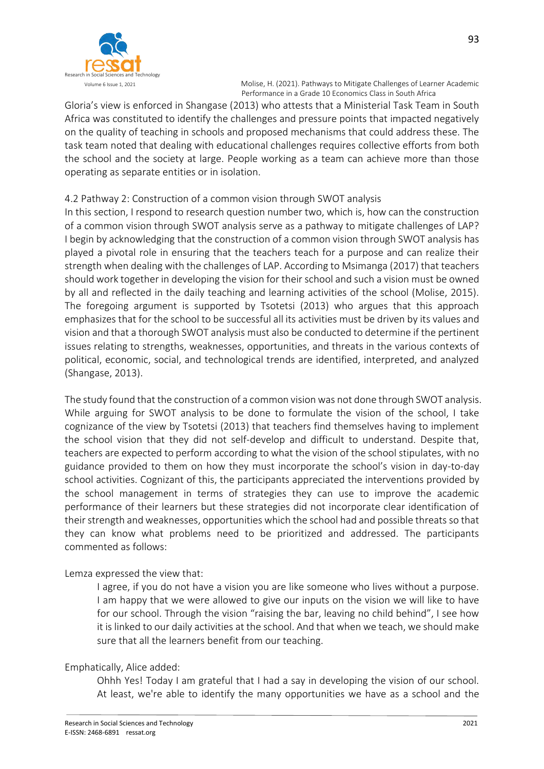Gloria's view is enforced in Shangase (2013) who attests that a Ministerial Task Team in South Africa was constituted to identify the challenges and pressure points that impacted negatively on the quality of teaching in schools and proposed mechanisms that could address these. The task team noted that dealing with educational challenges requires collective efforts from both the school and the society at large. People working as a team can achieve more than those operating as separate entities or in isolation.

### 4.2 Pathway 2: Construction of a common vision through SWOT analysis

In this section, I respond to research question number two, which is, how can the construction of a common vision through SWOT analysis serve as a pathway to mitigate challenges of LAP? I begin by acknowledging that the construction of a common vision through SWOT analysis has played a pivotal role in ensuring that the teachers teach for a purpose and can realize their strength when dealing with the challenges of LAP. According to Msimanga (2017) that teachers should work together in developing the vision for their school and such a vision must be owned by all and reflected in the daily teaching and learning activities of the school (Molise, 2015). The foregoing argument is supported by Tsotetsi (2013) who argues that this approach emphasizes that for the school to be successful all its activities must be driven by its values and vision and that a thorough SWOT analysis must also be conducted to determine if the pertinent issues relating to strengths, weaknesses, opportunities, and threats in the various contexts of political, economic, social, and technological trends are identified, interpreted, and analyzed (Shangase, 2013).

The study found that the construction of a common vision was not done through SWOT analysis. While arguing for SWOT analysis to be done to formulate the vision of the school, I take cognizance of the view by Tsotetsi (2013) that teachers find themselves having to implement the school vision that they did not self-develop and difficult to understand. Despite that, teachers are expected to perform according to what the vision of the school stipulates, with no guidance provided to them on how they must incorporate the school's vision in day-to-day school activities. Cognizant of this, the participants appreciated the interventions provided by the school management in terms of strategies they can use to improve the academic performance of their learners but these strategies did not incorporate clear identification of their strength and weaknesses, opportunities which the school had and possible threats so that they can know what problems need to be prioritized and addressed. The participants commented as follows:

Lemza expressed the view that:

> I agree, if you do not have a vision you are like someone who lives without a purpose. I am happy that we were allowed to give our inputs on the vision we will like to have for our school. Through the vision "raising the bar, leaving no child behind", I see how it is linked to our daily activities at the school. And that when we teach, we should make sure that all the learners benefit from our teaching.

Emphatically, Alice added:

> Ohhh Yes! Today I am grateful that I had a say in developing the vision of our school. At least, we're able to identify the many opportunities we have as a school and the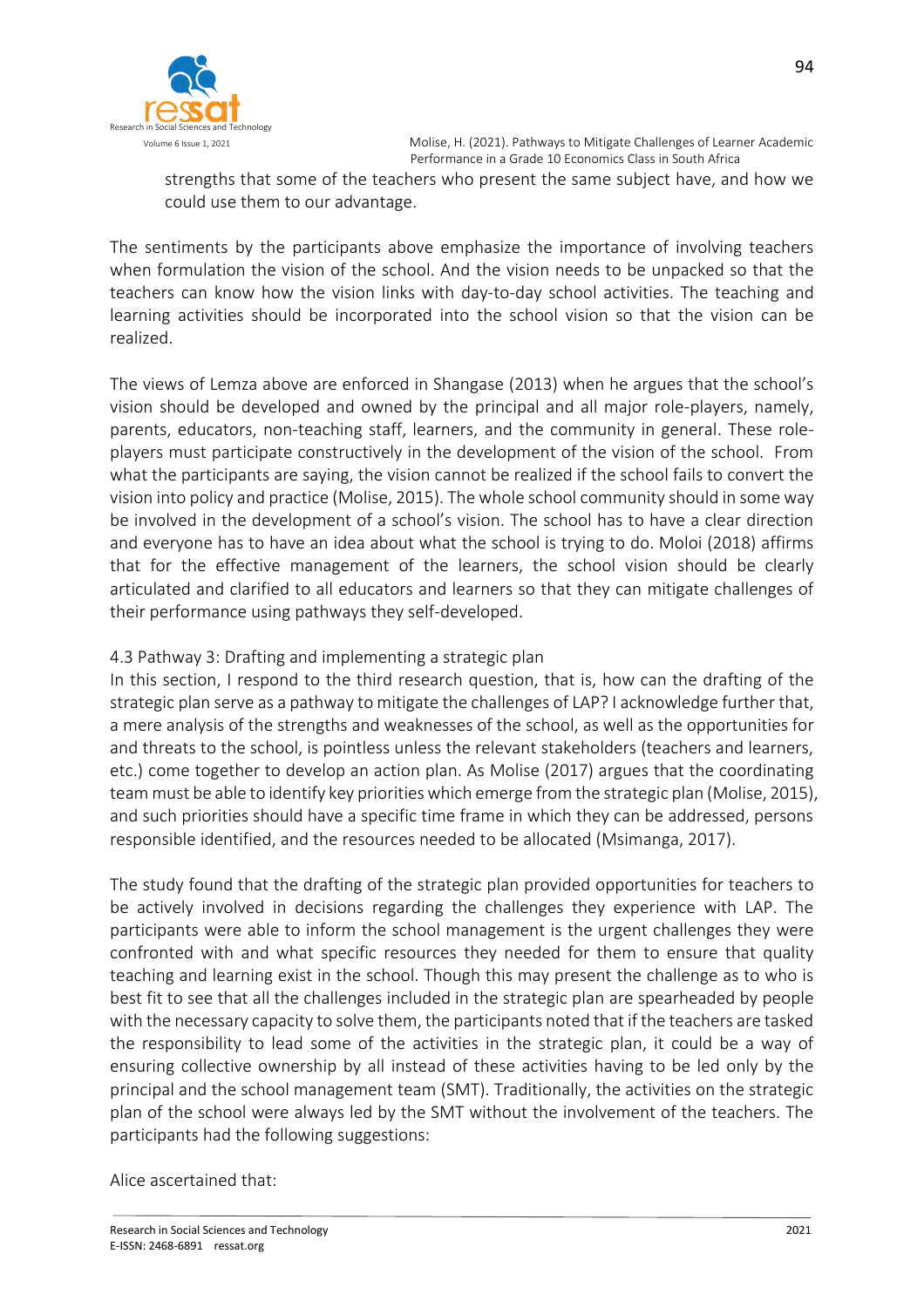strengths that some of the teachers who present the same subject have, and how we could use them to our advantage.

The sentiments by the participants above emphasize the importance of involving teachers when formulation the vision of the school. And the vision needs to be unpacked so that the teachers can know how the vision links with day-to-day school activities. The teaching and learning activities should be incorporated into the school vision so that the vision can be realized.

The views of Lemza above are enforced in Shangase (2013) when he argues that the school's vision should be developed and owned by the principal and all major role-players, namely, parents, educators, non-teaching staff, learners, and the community in general. These role-players must participate constructively in the development of the vision of the school. From what the participants are saying, the vision cannot be realized if the school fails to convert the vision into policy and practice (Molise, 2015). The whole school community should in some way be involved in the development of a school's vision. The school has to have a clear direction and everyone has to have an idea about what the school is trying to do. Moloi (2018) affirms that for the effective management of the learners, the school vision should be clearly articulated and clarified to all educators and learners so that they can mitigate challenges of their performance using pathways they self-developed.

### 4.3 Pathway 3: Drafting and implementing a strategic plan

In this section, I respond to the third research question, that is, how can the drafting of the strategic plan serve as a pathway to mitigate the challenges of LAP? I acknowledge further that, a mere analysis of the strengths and weaknesses of the school, as well as the opportunities for and threats to the school, is pointless unless the relevant stakeholders (teachers and learners, etc.) come together to develop an action plan. As Molise (2017) argues that the coordinating team must be able to identify key priorities which emerge from the strategic plan (Molise, 2015), and such priorities should have a specific time frame in which they can be addressed, persons responsible identified, and the resources needed to be allocated (Msimanga, 2017).

The study found that the drafting of the strategic plan provided opportunities for teachers to be actively involved in decisions regarding the challenges they experience with LAP. The participants were able to inform the school management is the urgent challenges they were confronted with and what specific resources they needed for them to ensure that quality teaching and learning exist in the school. Though this may present the challenge as to who is best fit to see that all the challenges included in the strategic plan are spearheaded by people with the necessary capacity to solve them, the participants noted that if the teachers are tasked the responsibility to lead some of the activities in the strategic plan, it could be a way of ensuring collective ownership by all instead of these activities having to be led only by the principal and the school management team (SMT). Traditionally, the activities on the strategic plan of the school were always led by the SMT without the involvement of the teachers. The participants had the following suggestions:

Alice ascertained that: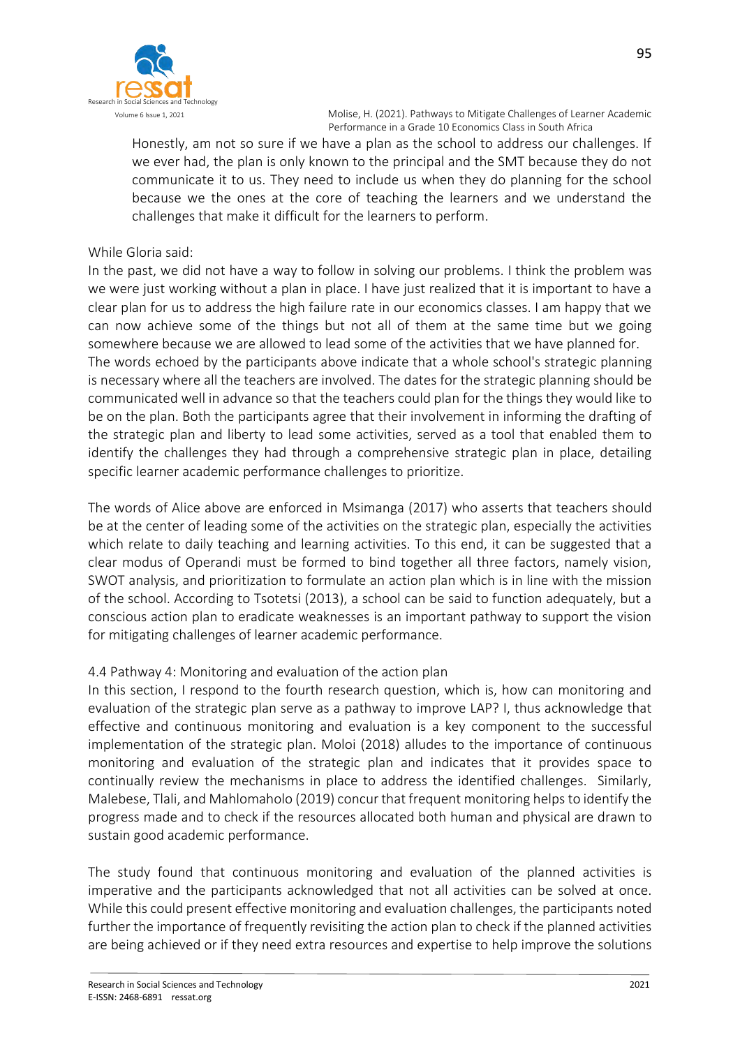> Honestly, am not so sure if we have a plan as the school to address our challenges. If we ever had, the plan is only known to the principal and the SMT because they do not communicate it to us. They need to include us when they do planning for the school because we the ones at the core of teaching the learners and we understand the challenges that make it difficult for the learners to perform.

While Gloria said:

In the past, we did not have a way to follow in solving our problems. I think the problem was we were just working without a plan in place. I have just realized that it is important to have a clear plan for us to address the high failure rate in our economics classes. I am happy that we can now achieve some of the things but not all of them at the same time but we going somewhere because we are allowed to lead some of the activities that we have planned for.

The words echoed by the participants above indicate that a whole school's strategic planning is necessary where all the teachers are involved. The dates for the strategic planning should be communicated well in advance so that the teachers could plan for the things they would like to be on the plan. Both the participants agree that their involvement in informing the drafting of the strategic plan and liberty to lead some activities, served as a tool that enabled them to identify the challenges they had through a comprehensive strategic plan in place, detailing specific learner academic performance challenges to prioritize.

The words of Alice above are enforced in Msimanga (2017) who asserts that teachers should be at the center of leading some of the activities on the strategic plan, especially the activities which relate to daily teaching and learning activities. To this end, it can be suggested that a clear modus of Operandi must be formed to bind together all three factors, namely vision, SWOT analysis, and prioritization to formulate an action plan which is in line with the mission of the school. According to Tsotetsi (2013), a school can be said to function adequately, but a conscious action plan to eradicate weaknesses is an important pathway to support the vision for mitigating challenges of learner academic performance.

### 4.4 Pathway 4: Monitoring and evaluation of the action plan

In this section, I respond to the fourth research question, which is, how can monitoring and evaluation of the strategic plan serve as a pathway to improve LAP? I, thus acknowledge that effective and continuous monitoring and evaluation is a key component to the successful implementation of the strategic plan. Moloi (2018) alludes to the importance of continuous monitoring and evaluation of the strategic plan and indicates that it provides space to continually review the mechanisms in place to address the identified challenges. Similarly, Malebese, Tlali, and Mahlomaholo (2019) concur that frequent monitoring helps to identify the progress made and to check if the resources allocated both human and physical are drawn to sustain good academic performance.

The study found that continuous monitoring and evaluation of the planned activities is imperative and the participants acknowledged that not all activities can be solved at once. While this could present effective monitoring and evaluation challenges, the participants noted further the importance of frequently revisiting the action plan to check if the planned activities are being achieved or if they need extra resources and expertise to help improve the solutions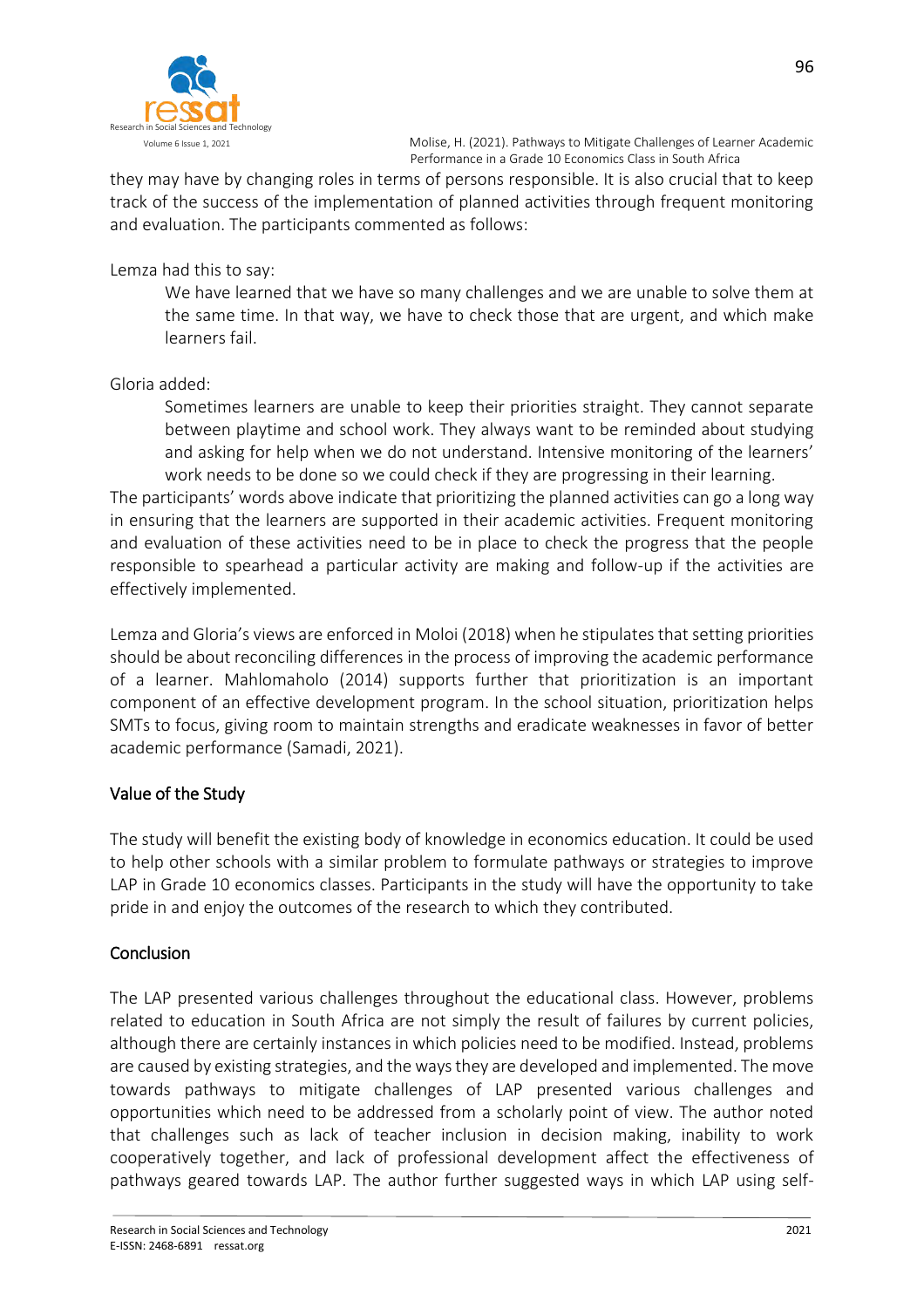they may have by changing roles in terms of persons responsible. It is also crucial that to keep track of the success of the implementation of planned activities through frequent monitoring and evaluation. The participants commented as follows:

Lemza had this to say:

> We have learned that we have so many challenges and we are unable to solve them at the same time. In that way, we have to check those that are urgent, and which make learners fail.

Gloria added:

> Sometimes learners are unable to keep their priorities straight. They cannot separate between playtime and school work. They always want to be reminded about studying and asking for help when we do not understand. Intensive monitoring of the learners' work needs to be done so we could check if they are progressing in their learning.

The participants' words above indicate that prioritizing the planned activities can go a long way in ensuring that the learners are supported in their academic activities. Frequent monitoring and evaluation of these activities need to be in place to check the progress that the people responsible to spearhead a particular activity are making and follow-up if the activities are effectively implemented.

Lemza and Gloria's views are enforced in Moloi (2018) when he stipulates that setting priorities should be about reconciling differences in the process of improving the academic performance of a learner. Mahlomaholo (2014) supports further that prioritization is an important component of an effective development program. In the school situation, prioritization helps SMTs to focus, giving room to maintain strengths and eradicate weaknesses in favor of better academic performance (Samadi, 2021).

## Value of the Study

The study will benefit the existing body of knowledge in economics education. It could be used to help other schools with a similar problem to formulate pathways or strategies to improve LAP in Grade 10 economics classes. Participants in the study will have the opportunity to take pride in and enjoy the outcomes of the research to which they contributed.

## Conclusion

The LAP presented various challenges throughout the educational class. However, problems related to education in South Africa are not simply the result of failures by current policies, although there are certainly instances in which policies need to be modified. Instead, problems are caused by existing strategies, and the ways they are developed and implemented. The move towards pathways to mitigate challenges of LAP presented various challenges and opportunities which need to be addressed from a scholarly point of view. The author noted that challenges such as lack of teacher inclusion in decision making, inability to work cooperatively together, and lack of professional development affect the effectiveness of pathways geared towards LAP. The author further suggested ways in which LAP using self-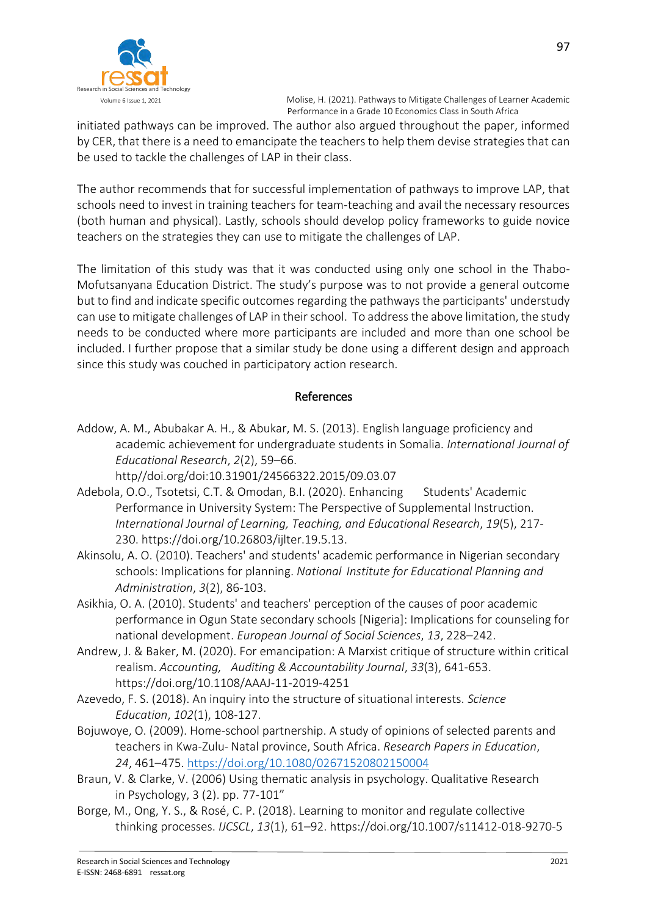initiated pathways can be improved. The author also argued throughout the paper, informed by CER, that there is a need to emancipate the teachers to help them devise strategies that can be used to tackle the challenges of LAP in their class.

The author recommends that for successful implementation of pathways to improve LAP, that schools need to invest in training teachers for team-teaching and avail the necessary resources (both human and physical). Lastly, schools should develop policy frameworks to guide novice teachers on the strategies they can use to mitigate the challenges of LAP.

The limitation of this study was that it was conducted using only one school in the Thabo-Mofutsanyana Education District. The study's purpose was to not provide a general outcome but to find and indicate specific outcomes regarding the pathways the participants' understudy can use to mitigate challenges of LAP in their school. To address the above limitation, the study needs to be conducted where more participants are included and more than one school be included. I further propose that a similar study be done using a different design and approach since this study was couched in participatory action research.

## References

Addow, A. M., Abubakar A. H., & Abukar, M. S. (2013). English language proficiency and academic achievement for undergraduate students in Somalia. *International Journal of Educational Research*, *2*(2), 59–66. http//doi.org/doi:10.31901/24566322.2015/09.03.07

Adebola, O.O., Tsotetsi, C.T. & Omodan, B.I. (2020). Enhancing Students' Academic Performance in University System: The Perspective of Supplemental Instruction. *International Journal of Learning, Teaching, and Educational Research*, *19*(5), 217-230. https://doi.org/10.26803/ijlter.19.5.13.

Akinsolu, A. O. (2010). Teachers' and students' academic performance in Nigerian secondary schools: Implications for planning. *National Institute for Educational Planning and Administration*, *3*(2), 86-103.

Asikhia, O. A. (2010). Students' and teachers' perception of the causes of poor academic performance in Ogun State secondary schools [Nigeria]: Implications for counseling for national development. *European Journal of Social Sciences*, *13*, 228–242.

Andrew, J. & Baker, M. (2020). For emancipation: A Marxist critique of structure within critical realism. *Accounting, Auditing & Accountability Journal*, *33*(3), 641-653. https://doi.org/10.1108/AAAJ-11-2019-4251

Azevedo, F. S. (2018). An inquiry into the structure of situational interests. *Science Education*, *102*(1), 108-127.

Bojuwoye, O. (2009). Home-school partnership. A study of opinions of selected parents and teachers in Kwa-Zulu- Natal province, South Africa. *Research Papers in Education*, *24*, 461–475. https://doi.org/10.1080/02671520802150004

Braun, V. & Clarke, V. (2006) Using thematic analysis in psychology. Qualitative Research in Psychology, 3 (2). pp. 77-101"

Borge, M., Ong, Y. S., & Rosé, C. P. (2018). Learning to monitor and regulate collective thinking processes. *IJCSCL*, *13*(1), 61–92. https://doi.org/10.1007/s11412-018-9270-5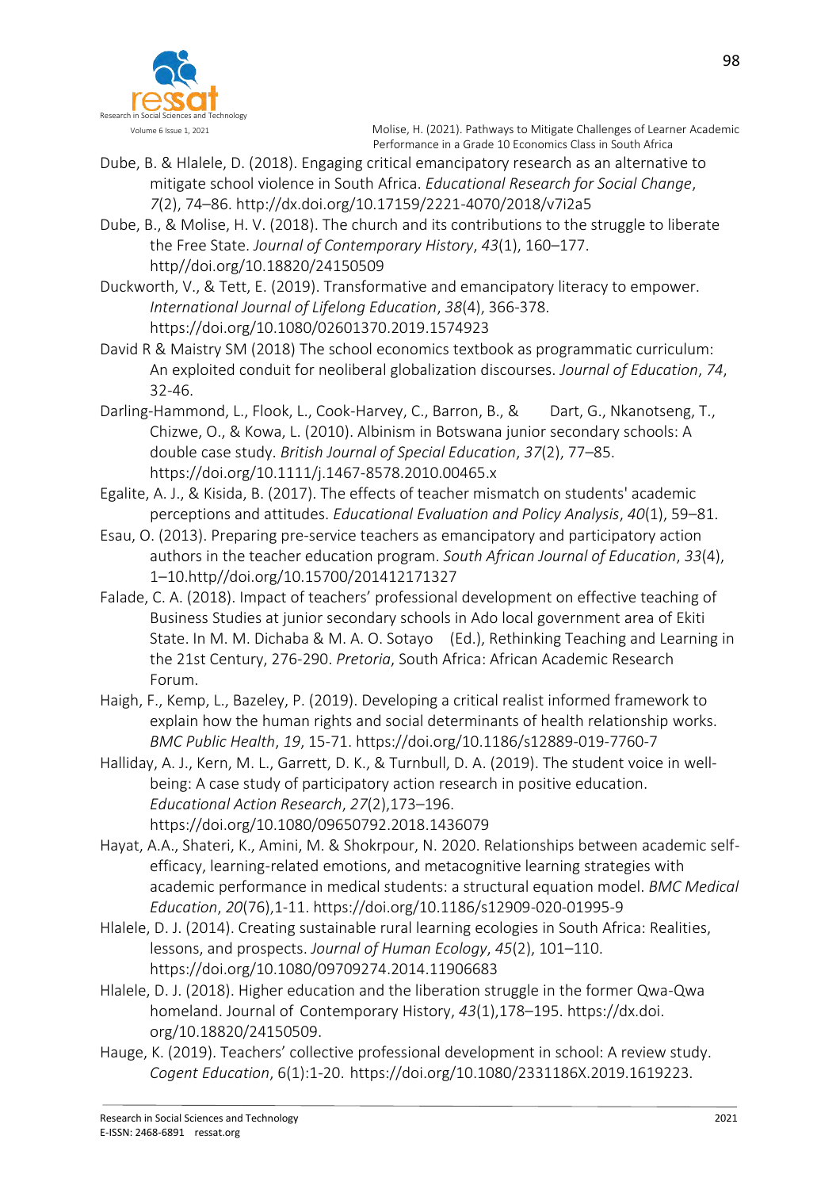Dube, B. & Hlalele, D. (2018). Engaging critical emancipatory research as an alternative to mitigate school violence in South Africa. *Educational Research for Social Change*, *7*(2), 74–86. http://dx.doi.org/10.17159/2221-4070/2018/v7i2a5

Dube, B., & Molise, H. V. (2018). The church and its contributions to the struggle to liberate the Free State. *Journal of Contemporary History*, *43*(1), 160–177. http//doi.org/10.18820/24150509

Duckworth, V., & Tett, E. (2019). Transformative and emancipatory literacy to empower. *International Journal of Lifelong Education*, *38*(4), 366-378. https://doi.org/10.1080/02601370.2019.1574923

David R & Maistry SM (2018) The school economics textbook as programmatic curriculum: An exploited conduit for neoliberal globalization discourses. *Journal of Education*, *74*, 32-46.

Darling-Hammond, L., Flook, L., Cook-Harvey, C., Barron, B., & Dart, G., Nkanotseng, T., Chizwe, O., & Kowa, L. (2010). Albinism in Botswana junior secondary schools: A double case study. *British Journal of Special Education*, *37*(2), 77–85. https://doi.org/10.1111/j.1467-8578.2010.00465.x

Egalite, A. J., & Kisida, B. (2017). The effects of teacher mismatch on students' academic perceptions and attitudes. *Educational Evaluation and Policy Analysis*, *40*(1), 59–81.

Esau, O. (2013). Preparing pre-service teachers as emancipatory and participatory action authors in the teacher education program. *South African Journal of Education*, *33*(4), 1–10.http//doi.org/10.15700/201412171327

Falade, C. A. (2018). Impact of teachers' professional development on effective teaching of Business Studies at junior secondary schools in Ado local government area of Ekiti State. In M. M. Dichaba & M. A. O. Sotayo (Ed.), Rethinking Teaching and Learning in the 21st Century, 276-290. *Pretoria*, South Africa: African Academic Research Forum.

Haigh, F., Kemp, L., Bazeley, P. (2019). Developing a critical realist informed framework to explain how the human rights and social determinants of health relationship works. *BMC Public Health*, *19*, 15-71. https://doi.org/10.1186/s12889-019-7760-7

Halliday, A. J., Kern, M. L., Garrett, D. K., & Turnbull, D. A. (2019). The student voice in well-being: A case study of participatory action research in positive education. *Educational Action Research*, *27*(2),173–196. https://doi.org/10.1080/09650792.2018.1436079

Hayat, A.A., Shateri, K., Amini, M. & Shokrpour, N. 2020. Relationships between academic self-efficacy, learning-related emotions, and metacognitive learning strategies with academic performance in medical students: a structural equation model. *BMC Medical Education*, *20*(76),1-11. https://doi.org/10.1186/s12909-020-01995-9

Hlalele, D. J. (2014). Creating sustainable rural learning ecologies in South Africa: Realities, lessons, and prospects. *Journal of Human Ecology*, *45*(2), 101–110. https://doi.org/10.1080/09709274.2014.11906683

Hlalele, D. J. (2018). Higher education and the liberation struggle in the former Qwa-Qwa homeland. Journal of Contemporary History, *43*(1),178–195. https://dx.doi. org/10.18820/24150509.

Hauge, K. (2019). Teachers' collective professional development in school: A review study. *Cogent Education*, 6(1):1-20. https://doi.org/10.1080/2331186X.2019.1619223.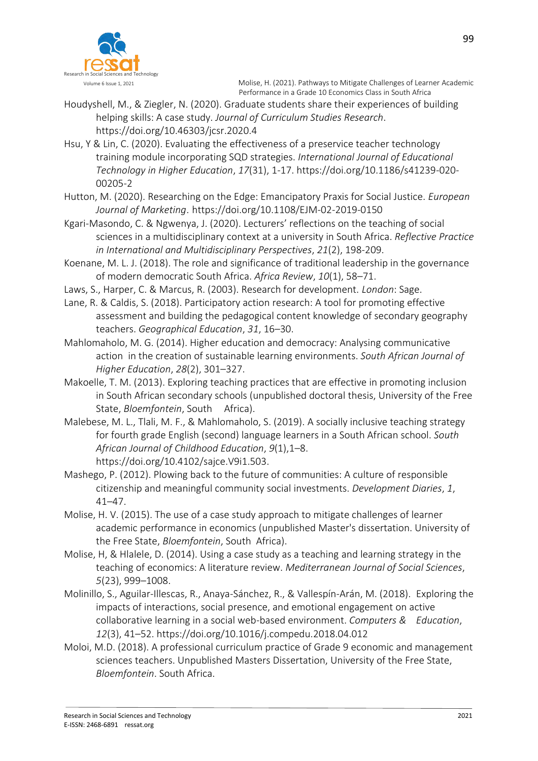Houdyshell, M., & Ziegler, N. (2020). Graduate students share their experiences of building helping skills: A case study. *Journal of Curriculum Studies Research*. https://doi.org/10.46303/jcsr.2020.4

Hsu, Y & Lin, C. (2020). Evaluating the effectiveness of a preservice teacher technology training module incorporating SQD strategies. *International Journal of Educational Technology in Higher Education*, *17*(31), 1-17. https://doi.org/10.1186/s41239-020-00205-2

Hutton, M. (2020). Researching on the Edge: Emancipatory Praxis for Social Justice. *European Journal of Marketing*. https://doi.org/10.1108/EJM-02-2019-0150

Kgari-Masondo, C. & Ngwenya, J. (2020). Lecturers' reflections on the teaching of social sciences in a multidisciplinary context at a university in South Africa. *Reflective Practice in International and Multidisciplinary Perspectives*, *21*(2), 198-209.

Koenane, M. L. J. (2018). The role and significance of traditional leadership in the governance of modern democratic South Africa. *Africa Review*, *10*(1), 58–71.

Laws, S., Harper, C. & Marcus, R. (2003). Research for development. *London*: Sage.

Lane, R. & Caldis, S. (2018). Participatory action research: A tool for promoting effective assessment and building the pedagogical content knowledge of secondary geography teachers. *Geographical Education*, *31*, 16–30.

Mahlomaholo, M. G. (2014). Higher education and democracy: Analysing communicative action in the creation of sustainable learning environments. *South African Journal of Higher Education*, *28*(2), 301–327.

Makoelle, T. M. (2013). Exploring teaching practices that are effective in promoting inclusion in South African secondary schools (unpublished doctoral thesis, University of the Free State, *Bloemfontein*, South Africa).

Malebese, M. L., Tlali, M. F., & Mahlomaholo, S. (2019). A socially inclusive teaching strategy for fourth grade English (second) language learners in a South African school. *South African Journal of Childhood Education*, *9*(1),1–8. https://doi.org/10.4102/sajce.V9i1.503.

Mashego, P. (2012). Plowing back to the future of communities: A culture of responsible citizenship and meaningful community social investments. *Development Diaries*, *1*, 41–47.

Molise, H. V. (2015). The use of a case study approach to mitigate challenges of learner academic performance in economics (unpublished Master's dissertation. University of the Free State, *Bloemfontein*, South Africa).

Molise, H, & Hlalele, D. (2014). Using a case study as a teaching and learning strategy in the teaching of economics: A literature review. *Mediterranean Journal of Social Sciences*, *5*(23), 999–1008.

Molinillo, S., Aguilar-Illescas, R., Anaya-Sánchez, R., & Vallespín-Arán, M. (2018). Exploring the impacts of interactions, social presence, and emotional engagement on active collaborative learning in a social web-based environment. *Computers & Education*, *12*(3), 41–52. https://doi.org/10.1016/j.compedu.2018.04.012

Moloi, M.D. (2018). A professional curriculum practice of Grade 9 economic and management sciences teachers. Unpublished Masters Dissertation, University of the Free State, *Bloemfontein*. South Africa.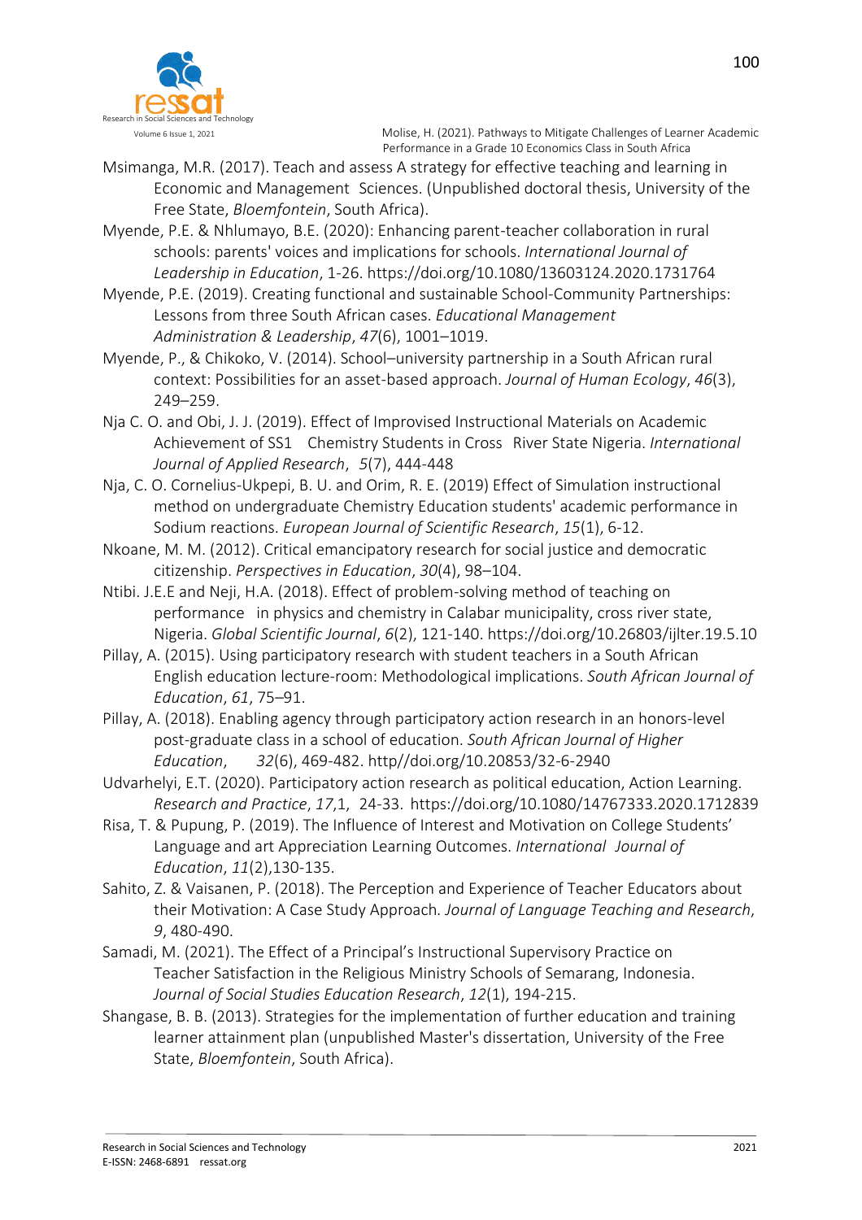Msimanga, M.R. (2017). Teach and assess A strategy for effective teaching and learning in Economic and Management Sciences. (Unpublished doctoral thesis, University of the Free State, *Bloemfontein*, South Africa).

Myende, P.E. & Nhlumayo, B.E. (2020): Enhancing parent-teacher collaboration in rural schools: parents' voices and implications for schools. *International Journal of Leadership in Education*, 1-26. https://doi.org/10.1080/13603124.2020.1731764

Myende, P.E. (2019). Creating functional and sustainable School-Community Partnerships: Lessons from three South African cases. *Educational Management Administration & Leadership*, *47*(6), 1001–1019.

Myende, P., & Chikoko, V. (2014). School–university partnership in a South African rural context: Possibilities for an asset-based approach. *Journal of Human Ecology*, *46*(3), 249–259.

Nja C. O. and Obi, J. J. (2019). Effect of Improvised Instructional Materials on Academic Achievement of SS1 Chemistry Students in Cross River State Nigeria. *International Journal of Applied Research*, *5*(7), 444-448

Nja, C. O. Cornelius-Ukpepi, B. U. and Orim, R. E. (2019) Effect of Simulation instructional method on undergraduate Chemistry Education students' academic performance in Sodium reactions. *European Journal of Scientific Research*, *15*(1), 6-12.

Nkoane, M. M. (2012). Critical emancipatory research for social justice and democratic citizenship. *Perspectives in Education*, *30*(4), 98–104.

Ntibi. J.E.E and Neji, H.A. (2018). Effect of problem-solving method of teaching on performance in physics and chemistry in Calabar municipality, cross river state, Nigeria. *Global Scientific Journal*, *6*(2), 121-140. https://doi.org/10.26803/ijlter.19.5.10

Pillay, A. (2015). Using participatory research with student teachers in a South African English education lecture-room: Methodological implications. *South African Journal of Education*, *61*, 75–91.

Pillay, A. (2018). Enabling agency through participatory action research in an honors-level post-graduate class in a school of education. *South African Journal of Higher Education*, *32*(6), 469-482. http//doi.org/10.20853/32-6-2940

Udvarhelyi, E.T. (2020). Participatory action research as political education, Action Learning. *Research and Practice*, *17*,1, 24-33. https://doi.org/10.1080/14767333.2020.1712839

Risa, T. & Pupung, P. (2019). The Influence of Interest and Motivation on College Students' Language and art Appreciation Learning Outcomes. *International Journal of Education*, *11*(2),130-135.

Sahito, Z. & Vaisanen, P. (2018). The Perception and Experience of Teacher Educators about their Motivation: A Case Study Approach. *Journal of Language Teaching and Research*, *9*, 480-490.

Samadi, M. (2021). The Effect of a Principal's Instructional Supervisory Practice on Teacher Satisfaction in the Religious Ministry Schools of Semarang, Indonesia. *Journal of Social Studies Education Research*, *12*(1), 194-215.

Shangase, B. B. (2013). Strategies for the implementation of further education and training learner attainment plan (unpublished Master's dissertation, University of the Free State, *Bloemfontein*, South Africa).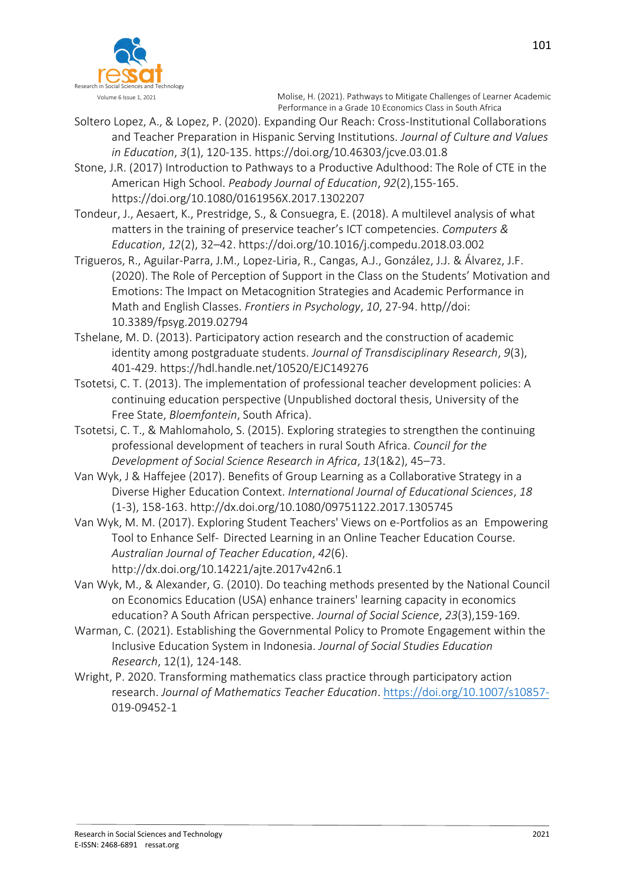Soltero Lopez, A., & Lopez, P. (2020). Expanding Our Reach: Cross-Institutional Collaborations and Teacher Preparation in Hispanic Serving Institutions. *Journal of Culture and Values in Education*, *3*(1), 120-135. https://doi.org/10.46303/jcve.03.01.8

Stone, J.R. (2017) Introduction to Pathways to a Productive Adulthood: The Role of CTE in the American High School. *Peabody Journal of Education*, *92*(2),155-165. https://doi.org/10.1080/0161956X.2017.1302207

Tondeur, J., Aesaert, K., Prestridge, S., & Consuegra, E. (2018). A multilevel analysis of what matters in the training of preservice teacher's ICT competencies. *Computers & Education*, *12*(2), 32–42. https://doi.org/10.1016/j.compedu.2018.03.002

Trigueros, R., Aguilar-Parra, J.M., Lopez-Liria, R., Cangas, A.J., González, J.J. & Álvarez, J.F. (2020). The Role of Perception of Support in the Class on the Students' Motivation and Emotions: The Impact on Metacognition Strategies and Academic Performance in Math and English Classes. *Frontiers in Psychology*, *10*, 27-94. http//doi: 10.3389/fpsyg.2019.02794

Tshelane, M. D. (2013). Participatory action research and the construction of academic identity among postgraduate students. *Journal of Transdisciplinary Research*, *9*(3), 401-429. https://hdl.handle.net/10520/EJC149276

Tsotetsi, C. T. (2013). The implementation of professional teacher development policies: A continuing education perspective (Unpublished doctoral thesis, University of the Free State, *Bloemfontein*, South Africa).

Tsotetsi, C. T., & Mahlomaholo, S. (2015). Exploring strategies to strengthen the continuing professional development of teachers in rural South Africa. *Council for the Development of Social Science Research in Africa*, *13*(1&2), 45–73.

Van Wyk, J & Haffejee (2017). Benefits of Group Learning as a Collaborative Strategy in a Diverse Higher Education Context. *International Journal of Educational Sciences*, *18* (1-3), 158-163. http://dx.doi.org/10.1080/09751122.2017.1305745

Van Wyk, M. M. (2017). Exploring Student Teachers' Views on e-Portfolios as an Empowering Tool to Enhance Self- Directed Learning in an Online Teacher Education Course. *Australian Journal of Teacher Education*, *42*(6). http://dx.doi.org/10.14221/ajte.2017v42n6.1

Van Wyk, M., & Alexander, G. (2010). Do teaching methods presented by the National Council on Economics Education (USA) enhance trainers' learning capacity in economics education? A South African perspective. *Journal of Social Science*, *23*(3),159-169.

Warman, C. (2021). Establishing the Governmental Policy to Promote Engagement within the Inclusive Education System in Indonesia. *Journal of Social Studies Education Research*, 12(1), 124-148.

Wright, P. 2020. Transforming mathematics class practice through participatory action research. *Journal of Mathematics Teacher Education*. https://doi.org/10.1007/s10857-019-09452-1